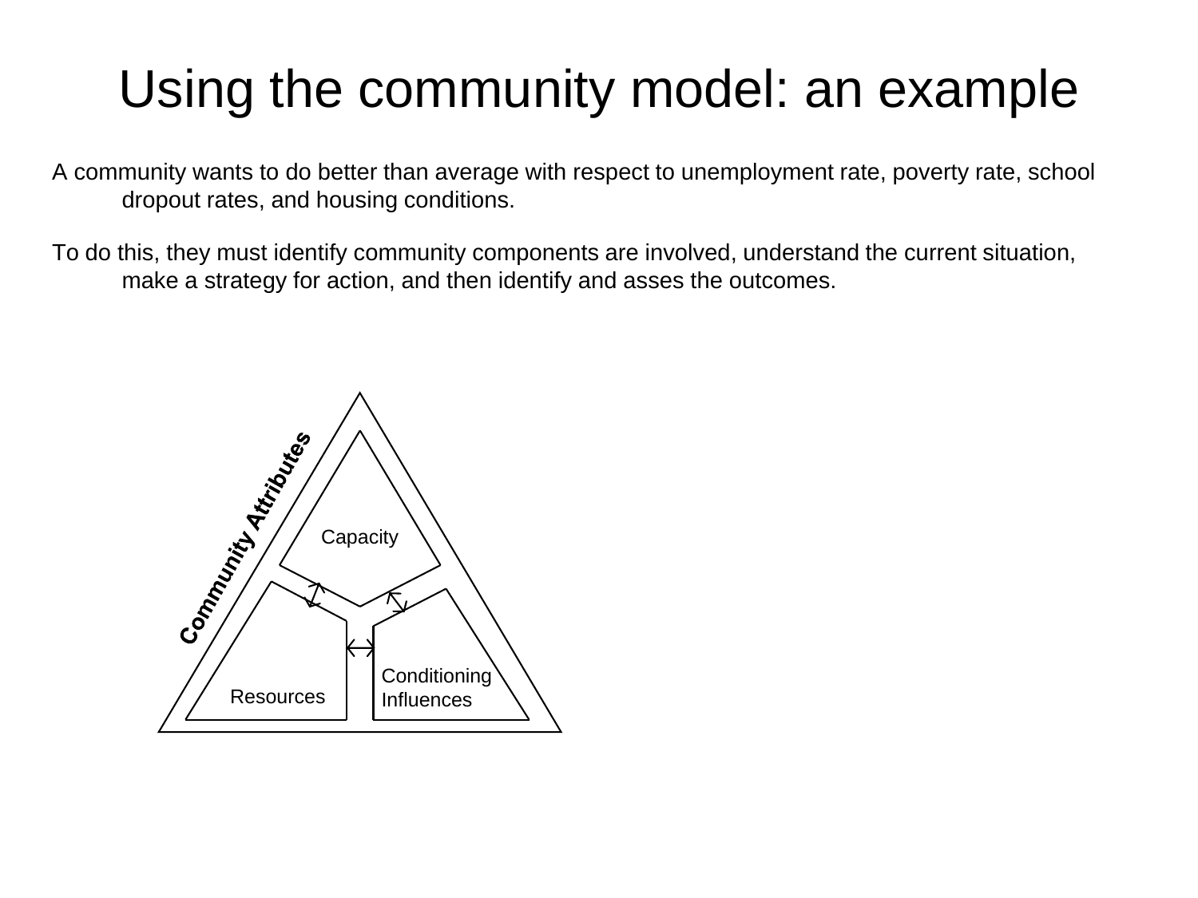# Using the community model: an example

A community wants to do better than average with respect to unemployment rate, poverty rate, school dropout rates, and housing conditions.

To do this, they must identify community components are involved, understand the current situation, make a strategy for action, and then identify and asses the outcomes.

Community Attributes

Capacity

Resources

Conditioning Influences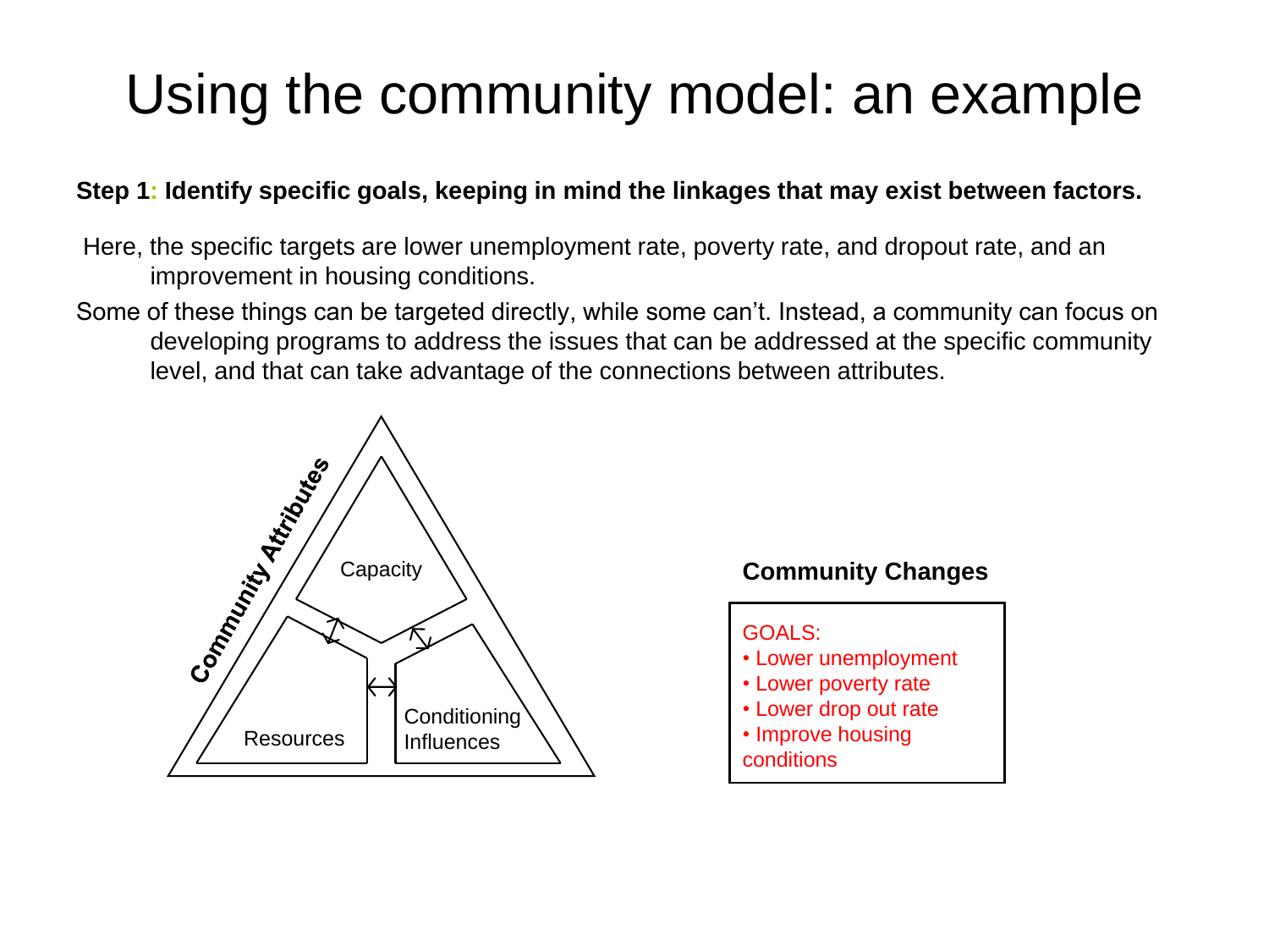# Using the community model: an example

**Step 1: Identify specific goals, keeping in mind the linkages that may exist between factors.**

Here, the specific targets are lower unemployment rate, poverty rate, and dropout rate, and an improvement in housing conditions.

Some of these things can be targeted directly, while some can't. Instead, a community can focus on developing programs to address the issues that can be addressed at the specific community level, and that can take advantage of the connections between attributes.

**Community Attributes**

Capacity

Resources

Conditioning Influences

**Community Changes**

GOALS:

- Lower unemployment
- Lower poverty rate
- Lower drop out rate
- Improve housing conditions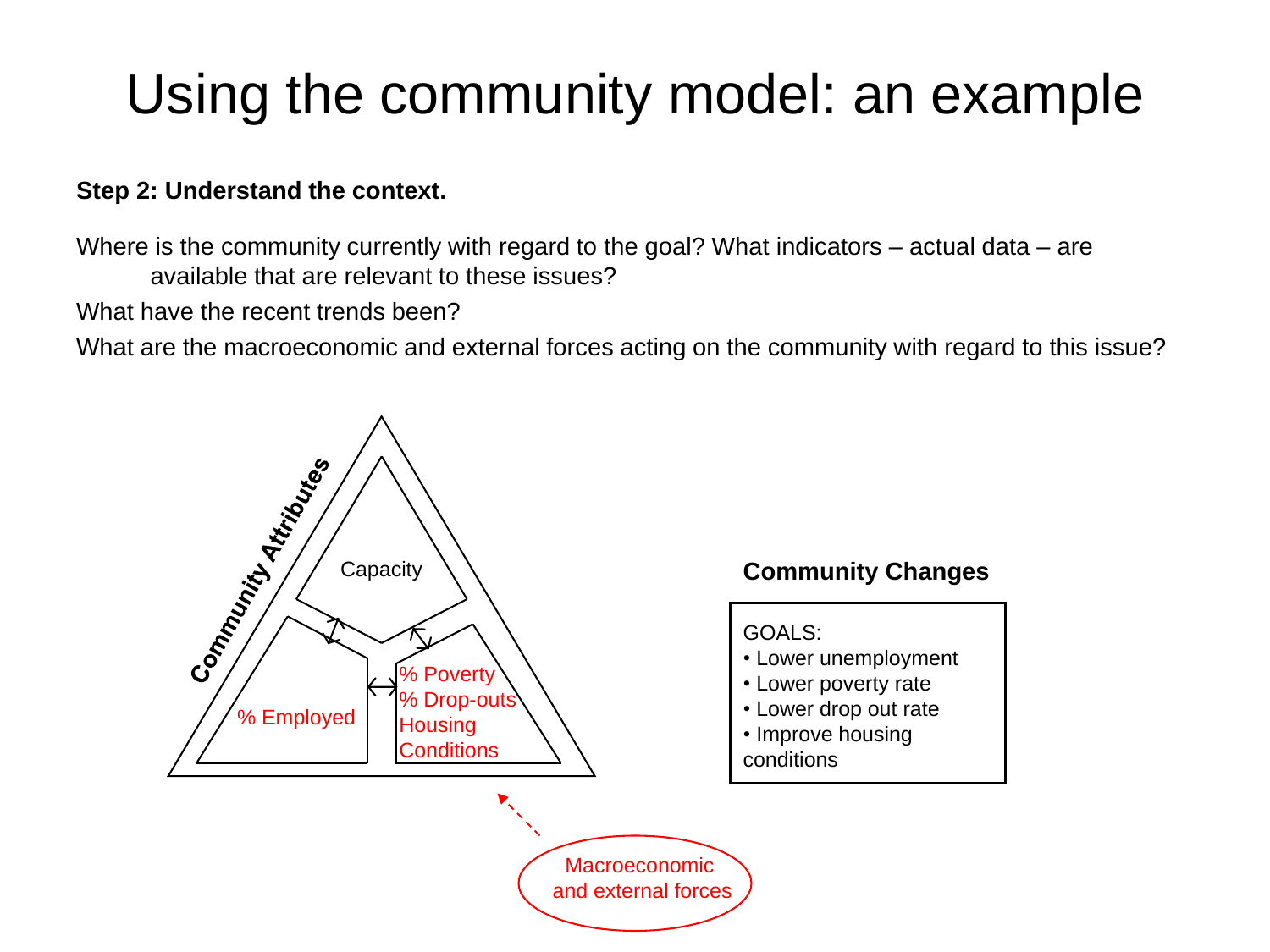# Using the community model: an example

**Step 2: Understand the context.**

Where is the community currently with regard to the goal? What indicators – actual data – are available that are relevant to these issues?

What have the recent trends been?

What are the macroeconomic and external forces acting on the community with regard to this issue?

Community Attributes

Capacity

% Employed

% Poverty
% Drop-outs
Housing Conditions

Macroeconomic and external forces

**Community Changes**

GOALS:
- Lower unemployment
- Lower poverty rate
- Lower drop out rate
- Improve housing conditions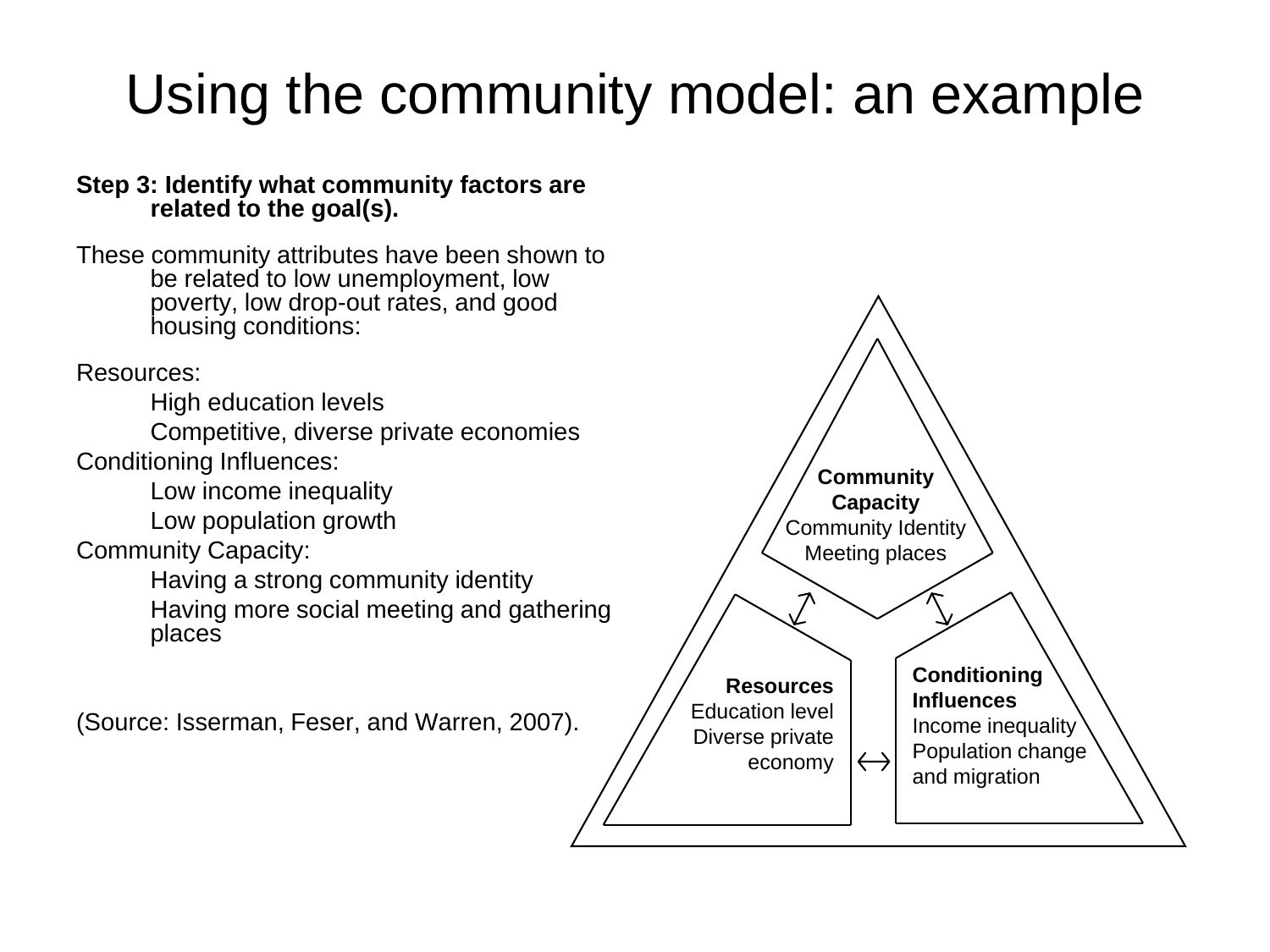# Using the community model: an example

**Step 3: Identify what community factors are related to the goal(s).**

These community attributes have been shown to be related to low unemployment, low poverty, low drop-out rates, and good housing conditions:

Resources:
- High education levels
- Competitive, diverse private economies

Conditioning Influences:
- Low income inequality
- Low population growth

Community Capacity:
- Having a strong community identity
- Having more social meeting and gathering places

(Source: Isserman, Feser, and Warren, 2007).

**Community Capacity**
Community Identity
Meeting places

**Resources**
Education level
Diverse private economy

**Conditioning Influences**
Income inequality
Population change and migration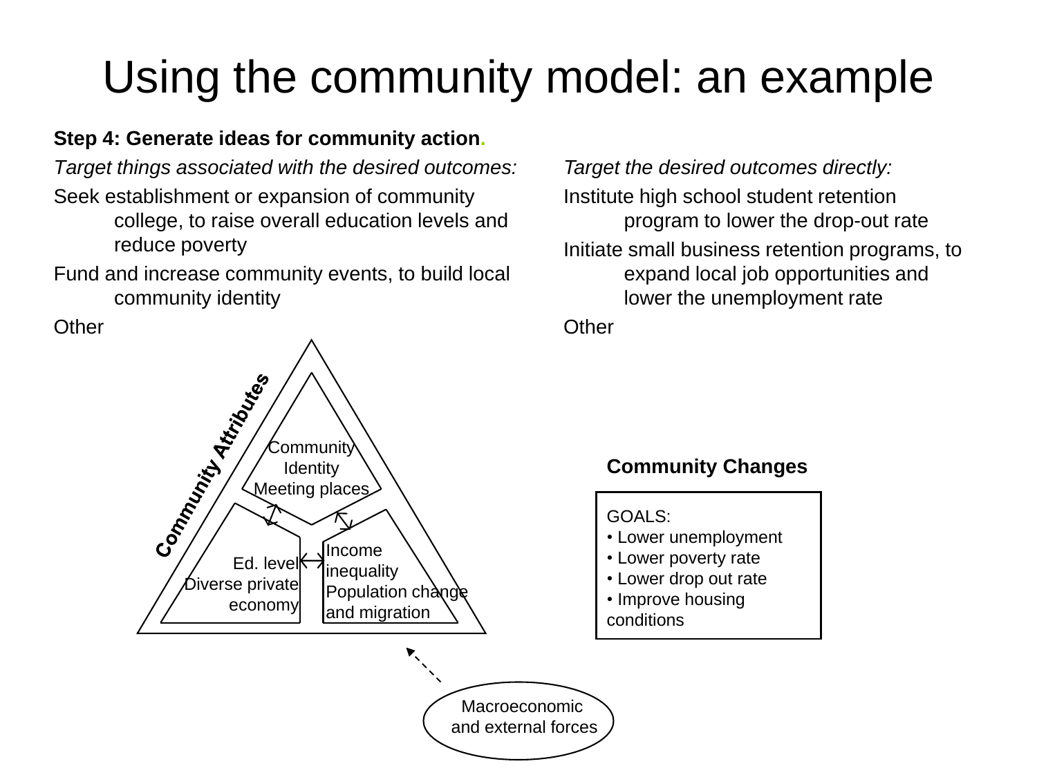# Using the community model: an example

**Step 4: Generate ideas for community action.**

*Target things associated with the desired outcomes:*

Seek establishment or expansion of community college, to raise overall education levels and reduce poverty

Fund and increase community events, to build local community identity

Other

*Target the desired outcomes directly:*

Institute high school student retention program to lower the drop-out rate

Initiate small business retention programs, to expand local job opportunities and lower the unemployment rate

Other

Community Attributes

Community Identity Meeting places

Ed. level Diverse private economy

Income inequality Population change and migration

Macroeconomic and external forces

**Community Changes**

GOALS:
- Lower unemployment
- Lower poverty rate
- Lower drop out rate
- Improve housing conditions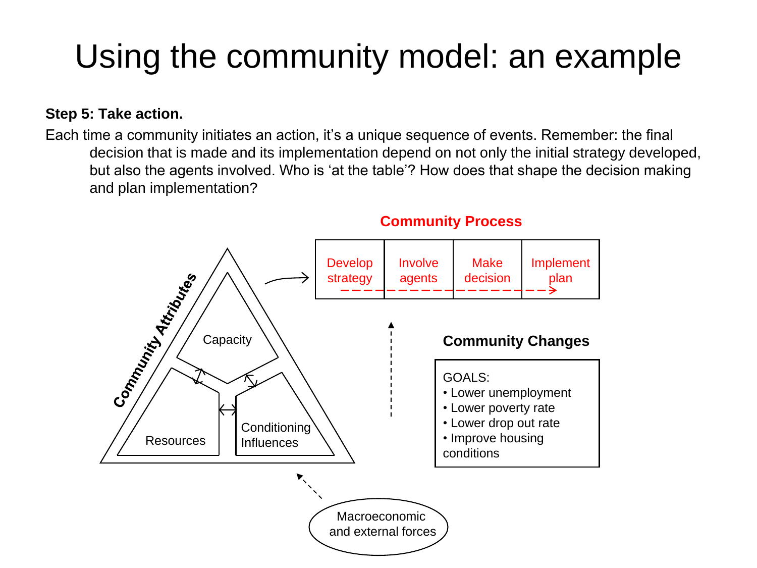# Using the community model: an example

**Step 5: Take action.**

Each time a community initiates an action, it's a unique sequence of events. Remember: the final decision that is made and its implementation depend on not only the initial strategy developed, but also the agents involved. Who is 'at the table'? How does that shape the decision making and plan implementation?

**Community Process**

| Develop strategy | Involve agents | Make decision | Implement plan |
|---|---|---|---|

**Community Attributes**

- Capacity
- Resources
- Conditioning Influences

**Community Changes**

GOALS:
- Lower unemployment
- Lower poverty rate
- Lower drop out rate
- Improve housing conditions

Macroeconomic and external forces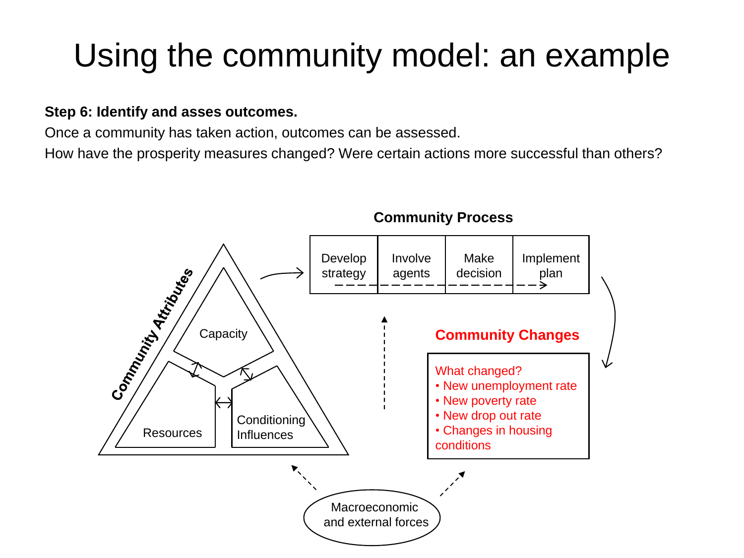# Using the community model: an example

**Step 6: Identify and asses outcomes.**

Once a community has taken action, outcomes can be assessed.

How have the prosperity measures changed? Were certain actions more successful than others?

**Community Process**

Develop strategy | Involve agents | Make decision | Implement plan

**Community Attributes**

Capacity

Resources

Conditioning Influences

**Community Changes**

What changed?

- New unemployment rate
- New poverty rate
- New drop out rate
- Changes in housing conditions

Macroeconomic and external forces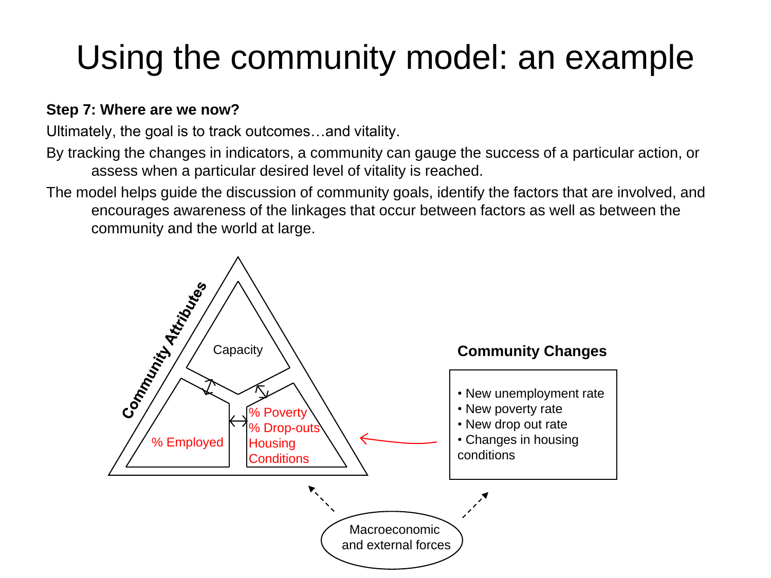# Using the community model: an example

**Step 7: Where are we now?**

Ultimately, the goal is to track outcomes…and vitality.

By tracking the changes in indicators, a community can gauge the success of a particular action, or assess when a particular desired level of vitality is reached.

The model helps guide the discussion of community goals, identify the factors that are involved, and encourages awareness of the linkages that occur between factors as well as between the community and the world at large.

Community Attributes

Capacity

% Employed

% Poverty
% Drop-outs
Housing
Conditions

**Community Changes**

- New unemployment rate
- New poverty rate
- New drop out rate
- Changes in housing conditions

Macroeconomic and external forces